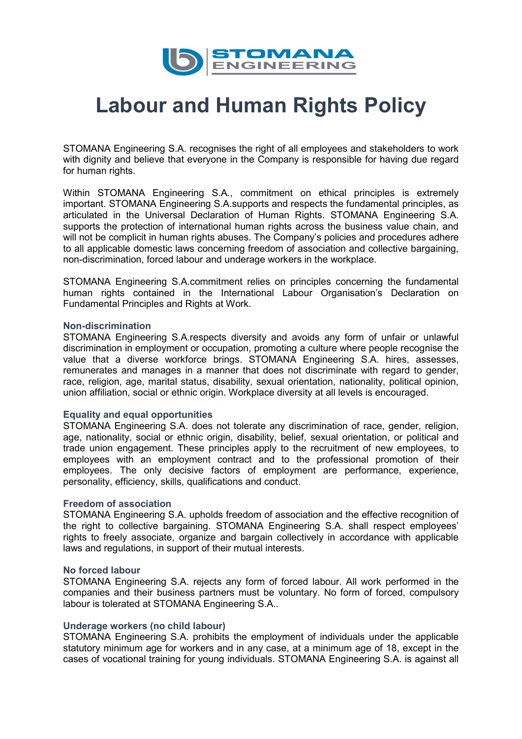# Labour and Human Rights Policy

STOMANA Engineering S.A. recognises the right of all employees and stakeholders to work with dignity and believe that everyone in the Company is responsible for having due regard for human rights.

Within STOMANA Engineering S.A., commitment on ethical principles is extremely important. STOMANA Engineering S.A.supports and respects the fundamental principles, as articulated in the Universal Declaration of Human Rights. STOMANA Engineering S.A. supports the protection of international human rights across the business value chain, and will not be complicit in human rights abuses. The Company's policies and procedures adhere to all applicable domestic laws concerning freedom of association and collective bargaining, non-discrimination, forced labour and underage workers in the workplace.

STOMANA Engineering S.A.commitment relies on principles concerning the fundamental human rights contained in the International Labour Organisation's Declaration on Fundamental Principles and Rights at Work.

### Non-discrimination

STOMANA Engineering S.A.respects diversity and avoids any form of unfair or unlawful discrimination in employment or occupation, promoting a culture where people recognise the value that a diverse workforce brings. STOMANA Engineering S.A. hires, assesses, remunerates and manages in a manner that does not discriminate with regard to gender, race, religion, age, marital status, disability, sexual orientation, nationality, political opinion, union affiliation, social or ethnic origin. Workplace diversity at all levels is encouraged.

### Equality and equal opportunities

STOMANA Engineering S.A. does not tolerate any discrimination of race, gender, religion, age, nationality, social or ethnic origin, disability, belief, sexual orientation, or political and trade union engagement. These principles apply to the recruitment of new employees, to employees with an employment contract and to the professional promotion of their employees. The only decisive factors of employment are performance, experience, personality, efficiency, skills, qualifications and conduct.

### Freedom of association

STOMANA Engineering S.A. upholds freedom of association and the effective recognition of the right to collective bargaining. STOMANA Engineering S.A. shall respect employees' rights to freely associate, organize and bargain collectively in accordance with applicable laws and regulations, in support of their mutual interests.

### No forced labour

STOMANA Engineering S.A. rejects any form of forced labour. All work performed in the companies and their business partners must be voluntary. No form of forced, compulsory labour is tolerated at STOMANA Engineering S.A..

### Underage workers (no child labour)

STOMANA Engineering S.A. prohibits the employment of individuals under the applicable statutory minimum age for workers and in any case, at a minimum age of 18, except in the cases of vocational training for young individuals. STOMANA Engineering S.A. is against all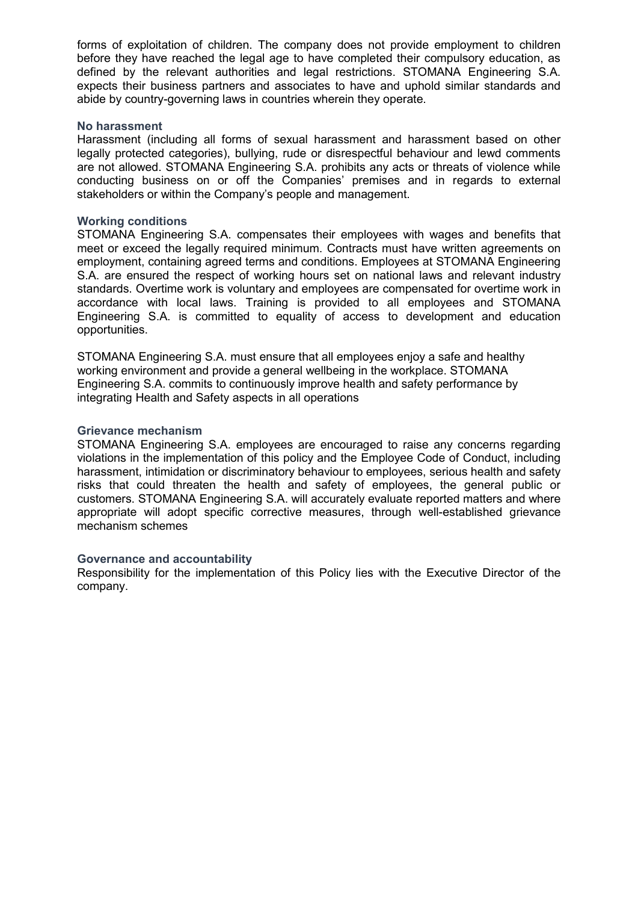forms of exploitation of children. The company does not provide employment to children before they have reached the legal age to have completed their compulsory education, as defined by the relevant authorities and legal restrictions. STOMANA Engineering S.A. expects their business partners and associates to have and uphold similar standards and abide by country-governing laws in countries wherein they operate.

### No harassment

Harassment (including all forms of sexual harassment and harassment based on other legally protected categories), bullying, rude or disrespectful behaviour and lewd comments are not allowed. STOMANA Engineering S.A. prohibits any acts or threats of violence while conducting business on or off the Companies' premises and in regards to external stakeholders or within the Company's people and management.

### Working conditions

STOMANA Engineering S.A. compensates their employees with wages and benefits that meet or exceed the legally required minimum. Contracts must have written agreements on employment, containing agreed terms and conditions. Employees at STOMANA Engineering S.A. are ensured the respect of working hours set on national laws and relevant industry standards. Overtime work is voluntary and employees are compensated for overtime work in accordance with local laws. Training is provided to all employees and STOMANA Engineering S.A. is committed to equality of access to development and education opportunities.

STOMANA Engineering S.A. must ensure that all employees enjoy a safe and healthy working environment and provide a general wellbeing in the workplace. STOMANA Engineering S.A. commits to continuously improve health and safety performance by integrating Health and Safety aspects in all operations

### Grievance mechanism

STOMANA Engineering S.A. employees are encouraged to raise any concerns regarding violations in the implementation of this policy and the Employee Code of Conduct, including harassment, intimidation or discriminatory behaviour to employees, serious health and safety risks that could threaten the health and safety of employees, the general public or customers. STOMANA Engineering S.A. will accurately evaluate reported matters and where appropriate will adopt specific corrective measures, through well-established grievance mechanism schemes

### Governance and accountability

Responsibility for the implementation of this Policy lies with the Executive Director of the company.